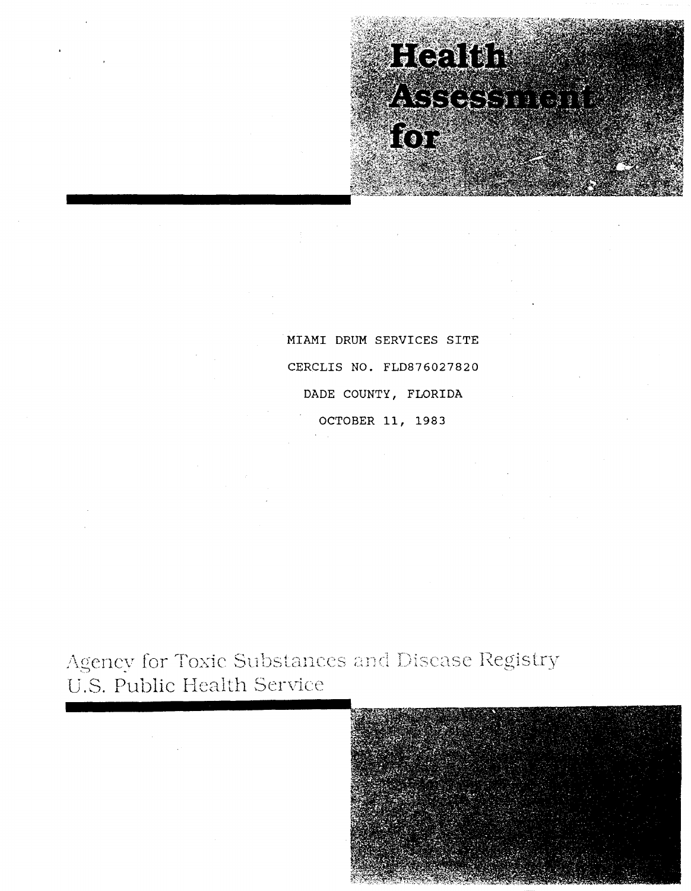# Health Assessment for

MIAMI DRUM SERVICES SITE

CERCLIS NO. FLD876027820

DADE COUNTY, FLORIDA

OCTOBER 11, 1983

Agency for Toxic Substances and Disease Registry
U.S. Public Health Service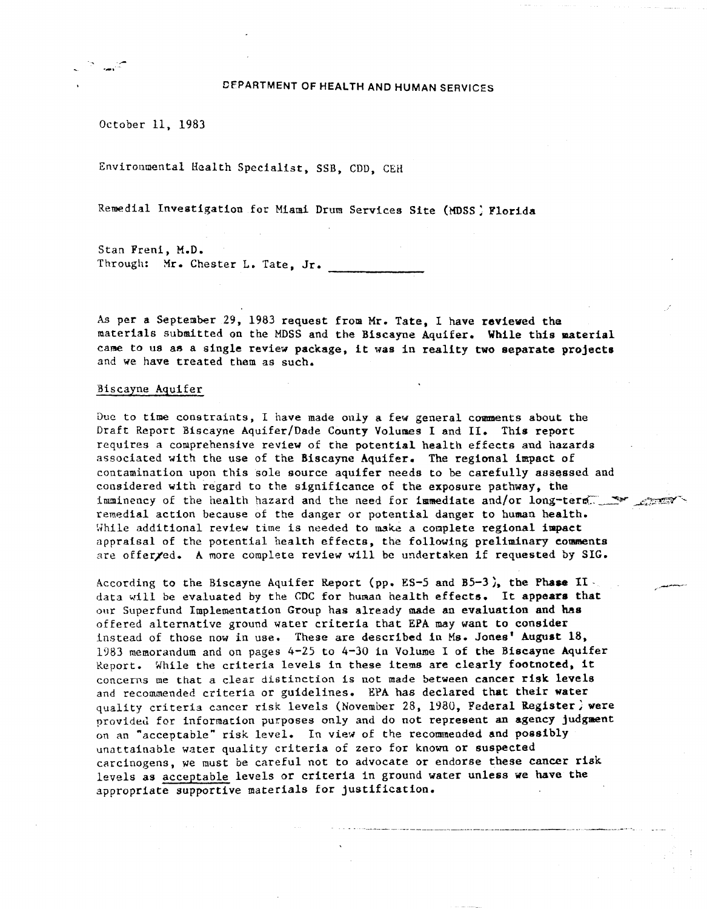DEPARTMENT OF HEALTH AND HUMAN SERVICES

October 11, 1983

Environmental Health Specialist, SSB, CDD, CEH

Remedial Investigation for Miami Drum Services Site (MDSS) Florida

Stan Freni, M.D.
Through: Mr. Chester L. Tate, Jr. _______________

As per a September 29, 1983 request from Mr. Tate, I have reviewed the materials submitted on the MDSS and the Biscayne Aquifer. While this material came to us as a single review package, it was in reality two separate projects and we have treated them as such.

Biscayne Aquifer

Due to time constraints, I have made only a few general comments about the Draft Report Biscayne Aquifer/Dade County Volumes I and II. This report requires a comprehensive review of the potential health effects and hazards associated with the use of the Biscayne Aquifer. The regional impact of contamination upon this sole source aquifer needs to be carefully assessed and considered with regard to the significance of the exposure pathway, the imminency of the health hazard and the need for immediate and/or long-term remedial action because of the danger or potential danger to human health. While additional review time is needed to make a complete regional impact appraisal of the potential health effects, the following preliminary comments are offered. A more complete review will be undertaken if requested by SIG.

According to the Biscayne Aquifer Report (pp. ES-5 and B5-3), the Phase II data will be evaluated by the CDC for human health effects. It appears that our Superfund Implementation Group has already made an evaluation and has offered alternative ground water criteria that EPA may want to consider instead of those now in use. These are described in Ms. Jones' August 18, 1983 memorandum and on pages 4-25 to 4-30 in Volume I of the Biscayne Aquifer Report. While the criteria levels in these items are clearly footnoted, it concerns me that a clear distinction is not made between cancer risk levels and recommended criteria or guidelines. EPA has declared that their water quality criteria cancer risk levels (November 28, 1980, Federal Register) were provided for information purposes only and do not represent an agency judgment on an "acceptable" risk level. In view of the recommended and possibly unattainable water quality criteria of zero for known or suspected carcinogens, we must be careful not to advocate or endorse these cancer risk levels as <u>acceptable</u> levels or criteria in ground water unless we have the appropriate supportive materials for justification.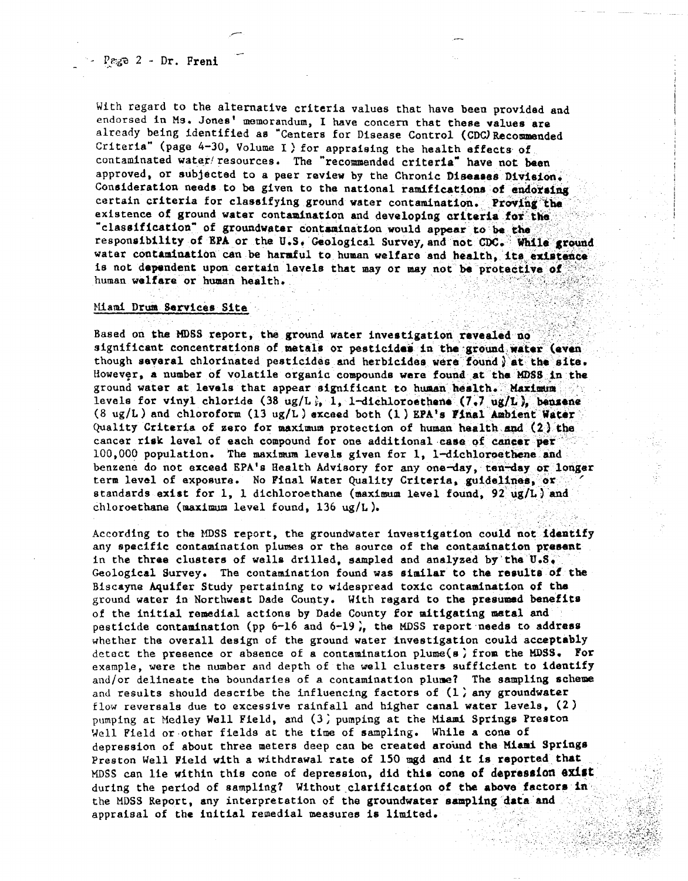With regard to the alternative criteria values that have been provided and endorsed in Ms. Jones' memorandum, I have concern that these values are already being identified as "Centers for Disease Control (CDC) Recommended Criteria" (page 4-30, Volume I) for appraising the health effects of contaminated water resources. The "recommended criteria" have not been approved, or subjected to a peer review by the Chronic Diseases Division. Consideration needs to be given to the national ramifications of endorsing certain criteria for classifying ground water contamination. Proving the existence of ground water contamination and developing criteria for the "classification" of groundwater contamination would appear to be the responsibility of EPA or the U.S. Geological Survey, and not CDC. While ground water contamination can be harmful to human welfare and health, its existence is not dependent upon certain levels that may or may not be protective of human welfare or human health.

Miami Drum Services Site

Based on the MDSS report, the ground water investigation revealed no significant concentrations of metals or pesticides in the ground water (even though several chlorinated pesticides and herbicides were found) at the site. However, a number of volatile organic compounds were found at the MDSS in the ground water at levels that appear significant to human health. Maximum levels for vinyl chloride (38 ug/L), 1, 1-dichloroethene (7.7 ug/L), benzene (8 ug/L) and chloroform (13 ug/L) exceed both (1) EPA's Final Ambient Water Quality Criteria of zero for maximum protection of human health and (2) the cancer risk level of each compound for one additional case of cancer per 100,000 population. The maximum levels given for 1, 1-dichloroethene and benzene do not exceed EPA's Health Advisory for any one-day, ten-day or longer term level of exposure. No Final Water Quality Criteria, guidelines, or standards exist for 1, 1 dichloroethane (maximum level found, 92 ug/L) and chloroethane (maximum level found, 136 ug/L).

According to the MDSS report, the groundwater investigation could not identify any specific contamination plumes or the source of the contamination present in the three clusters of wells drilled, sampled and analyzed by the U.S. Geological Survey. The contamination found was similar to the results of the Biscayne Aquifer Study pertaining to widespread toxic contamination of the ground water in Northwest Dade County. With regard to the presumed benefits of the initial remedial actions by Dade County for mitigating metal and pesticide contamination (pp 6-16 and 6-19), the MDSS report needs to address whether the overall design of the ground water investigation could acceptably detect the presence or absence of a contamination plume(s) from the MDSS. For example, were the number and depth of the well clusters sufficient to identify and/or delineate the boundaries of a contamination plume? The sampling scheme and results should describe the influencing factors of (1) any groundwater flow reversals due to excessive rainfall and higher canal water levels, (2) pumping at Medley Well Field, and (3) pumping at the Miami Springs Preston Well Field or other fields at the time of sampling. While a cone of depression of about three meters deep can be created around the Miami Springs Preston Well Field with a withdrawal rate of 150 mgd and it is reported that MDSS can lie within this cone of depression, did this cone of depression exist during the period of sampling? Without clarification of the above factors in the MDSS Report, any interpretation of the groundwater sampling data and appraisal of the initial remedial measures is limited.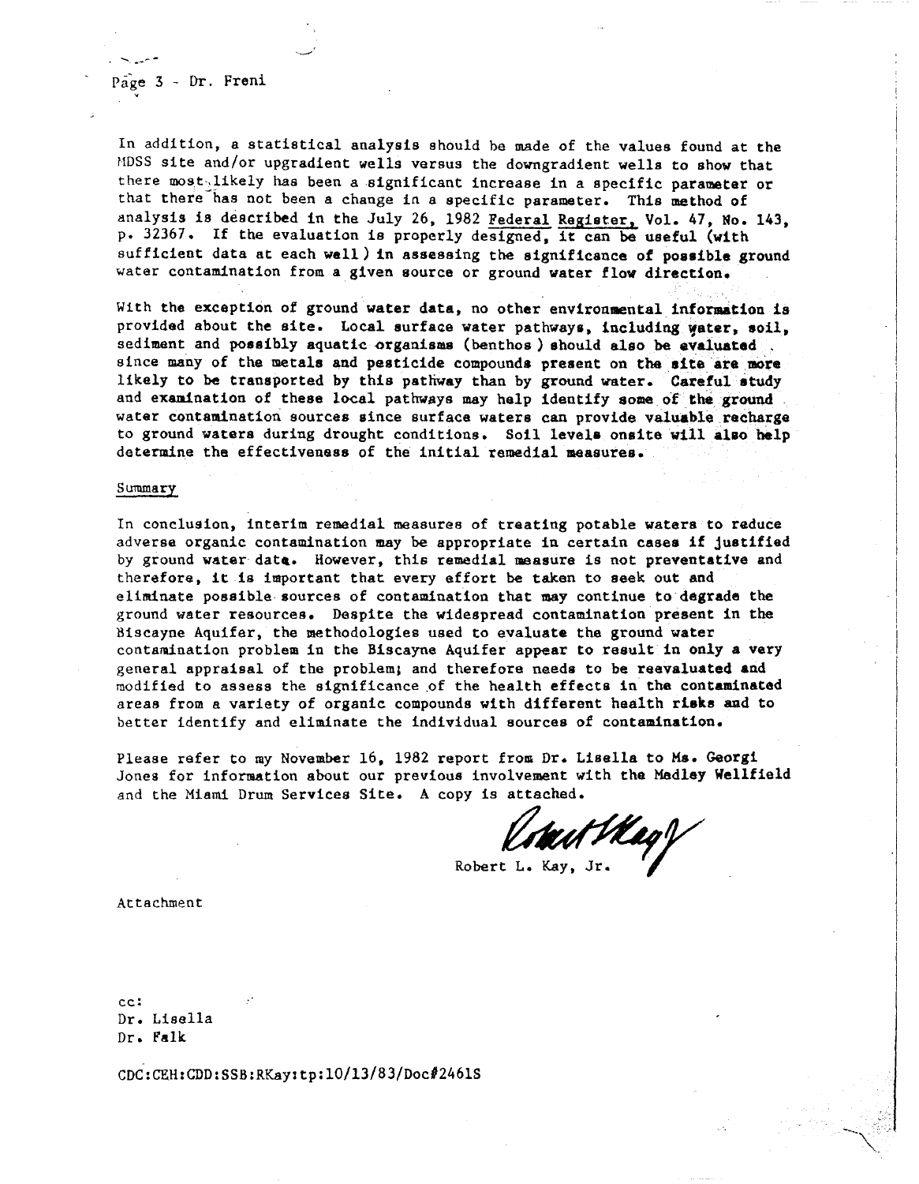Page 3 - Dr. Freni

In addition, a statistical analysis should be made of the values found at the MDSS site and/or upgradient wells versus the downgradient wells to show that there most likely has been a significant increase in a specific parameter or that there has not been a change in a specific parameter. This method of analysis is described in the July 26, 1982 Federal Register, Vol. 47, No. 143, p. 32367. If the evaluation is properly designed, it can be useful (with sufficient data at each well) in assessing the significance of possible ground water contamination from a given source or ground water flow direction.

With the exception of ground water data, no other environmental information is provided about the site. Local surface water pathways, including water, soil, sediment and possibly aquatic organisms (benthos) should also be evaluated since many of the metals and pesticide compounds present on the site are more likely to be transported by this pathway than by ground water. Careful study and examination of these local pathways may help identify some of the ground water contamination sources since surface waters can provide valuable recharge to ground waters during drought conditions. Soil levels onsite will also help determine the effectiveness of the initial remedial measures.

Summary

In conclusion, interim remedial measures of treating potable waters to reduce adverse organic contamination may be appropriate in certain cases if justified by ground water data. However, this remedial measure is not preventative and therefore, it is important that every effort be taken to seek out and eliminate possible sources of contamination that may continue to degrade the ground water resources. Despite the widespread contamination present in the Biscayne Aquifer, the methodologies used to evaluate the ground water contamination problem in the Biscayne Aquifer appear to result in only a very general appraisal of the problem; and therefore needs to be reevaluated and modified to assess the significance of the health effects in the contaminated areas from a variety of organic compounds with different health risks and to better identify and eliminate the individual sources of contamination.

Please refer to my November 16, 1982 report from Dr. Lisella to Ms. Georgi Jones for information about our previous involvement with the Medley Wellfield and the Miami Drum Services Site. A copy is attached.

Robert L. Kay, Jr.

Attachment

cc:
Dr. Lisella
Dr. Falk

CDC:CEH:CDD:SSB:RKay:tp:10/13/83/Doc#2461S